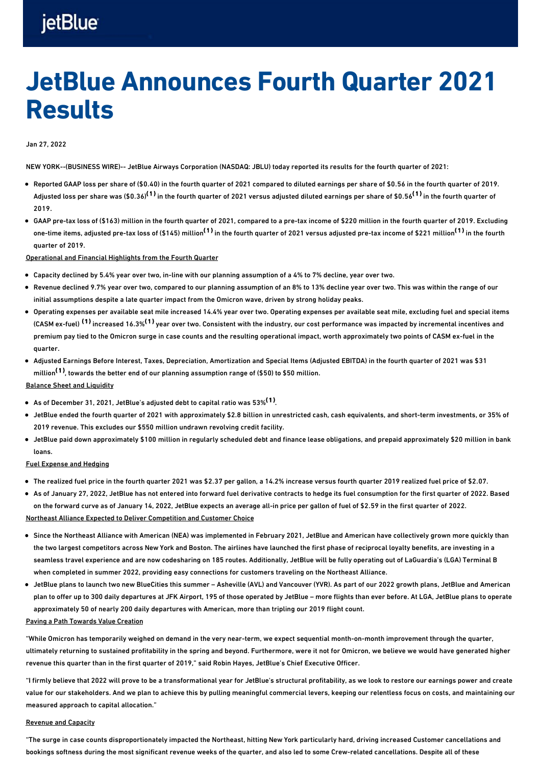# JetBlue Announces Fourth Quarter 2021 Results

Jan 27, 2022

NEW YORK--(BUSINESS WIRE)-- JetBlue Airways Corporation (NASDAQ: JBLU) today reported its results for the fourth quarter of 2021:

- Reported GAAP loss per share of ($0.40) in the fourth quarter of 2021 compared to diluted earnings per share of $0.56 in the fourth quarter of 2019. Adjusted loss per share was ($0.36)[(1)] in the fourth quarter of 2021 versus adjusted diluted earnings per share of $0.56[(1)] in the fourth quarter of 2019.
- GAAP pre-tax loss of ($163) million in the fourth quarter of 2021, compared to a pre-tax income of $220 million in the fourth quarter of 2019. Excluding one-time items, adjusted pre-tax loss of ($145) million[(1)] in the fourth quarter of 2021 versus adjusted pre-tax income of $221 million[(1)] in the fourth quarter of 2019.

Operational and Financial Highlights from the Fourth Quarter

- Capacity declined by 5.4% year over two, in-line with our planning assumption of a 4% to 7% decline, year over two.
- Revenue declined 9.7% year over two, compared to our planning assumption of an 8% to 13% decline year over two. This was within the range of our initial assumptions despite a late quarter impact from the Omicron wave, driven by strong holiday peaks.
- Operating expenses per available seat mile increased 14.4% year over two. Operating expenses per available seat mile, excluding fuel and special items (CASM ex-fuel) [(1)] increased 16.3%[(1)] year over two. Consistent with the industry, our cost performance was impacted by incremental incentives and premium pay tied to the Omicron surge in case counts and the resulting operational impact, worth approximately two points of CASM ex-fuel in the quarter.
- Adjusted Earnings Before Interest, Taxes, Depreciation, Amortization and Special Items (Adjusted EBITDA) in the fourth quarter of 2021 was $31 million[(1)], towards the better end of our planning assumption range of ($50) to $50 million.

Balance Sheet and Liquidity

- As of December 31, 2021, JetBlue's adjusted debt to capital ratio was 53%[(1)].
- JetBlue ended the fourth quarter of 2021 with approximately $2.8 billion in unrestricted cash, cash equivalents, and short-term investments, or 35% of 2019 revenue. This excludes our $550 million undrawn revolving credit facility.
- JetBlue paid down approximately $100 million in regularly scheduled debt and finance lease obligations, and prepaid approximately $20 million in bank loans.

Fuel Expense and Hedging

- The realized fuel price in the fourth quarter 2021 was $2.37 per gallon, a 14.2% increase versus fourth quarter 2019 realized fuel price of $2.07.
- As of January 27, 2022, JetBlue has not entered into forward fuel derivative contracts to hedge its fuel consumption for the first quarter of 2022. Based on the forward curve as of January 14, 2022, JetBlue expects an average all-in price per gallon of fuel of $2.59 in the first quarter of 2022.

Northeast Alliance Expected to Deliver Competition and Customer Choice

- Since the Northeast Alliance with American (NEA) was implemented in February 2021, JetBlue and American have collectively grown more quickly than the two largest competitors across New York and Boston. The airlines have launched the first phase of reciprocal loyalty benefits, are investing in a seamless travel experience and are now codesharing on 185 routes. Additionally, JetBlue will be fully operating out of LaGuardia's (LGA) Terminal B when completed in summer 2022, providing easy connections for customers traveling on the Northeast Alliance.
- JetBlue plans to launch two new BlueCities this summer – Asheville (AVL) and Vancouver (YVR). As part of our 2022 growth plans, JetBlue and American plan to offer up to 300 daily departures at JFK Airport, 195 of those operated by JetBlue – more flights than ever before. At LGA, JetBlue plans to operate approximately 50 of nearly 200 daily departures with American, more than tripling our 2019 flight count.

Paving a Path Towards Value Creation

"While Omicron has temporarily weighed on demand in the very near-term, we expect sequential month-on-month improvement through the quarter, ultimately returning to sustained profitability in the spring and beyond. Furthermore, were it not for Omicron, we believe we would have generated higher revenue this quarter than in the first quarter of 2019," said Robin Hayes, JetBlue's Chief Executive Officer.

"I firmly believe that 2022 will prove to be a transformational year for JetBlue's structural profitability, as we look to restore our earnings power and create value for our stakeholders. And we plan to achieve this by pulling meaningful commercial levers, keeping our relentless focus on costs, and maintaining our measured approach to capital allocation."

Revenue and Capacity

"The surge in case counts disproportionately impacted the Northeast, hitting New York particularly hard, driving increased Customer cancellations and bookings softness during the most significant revenue weeks of the quarter, and also led to some Crew-related cancellations. Despite all of these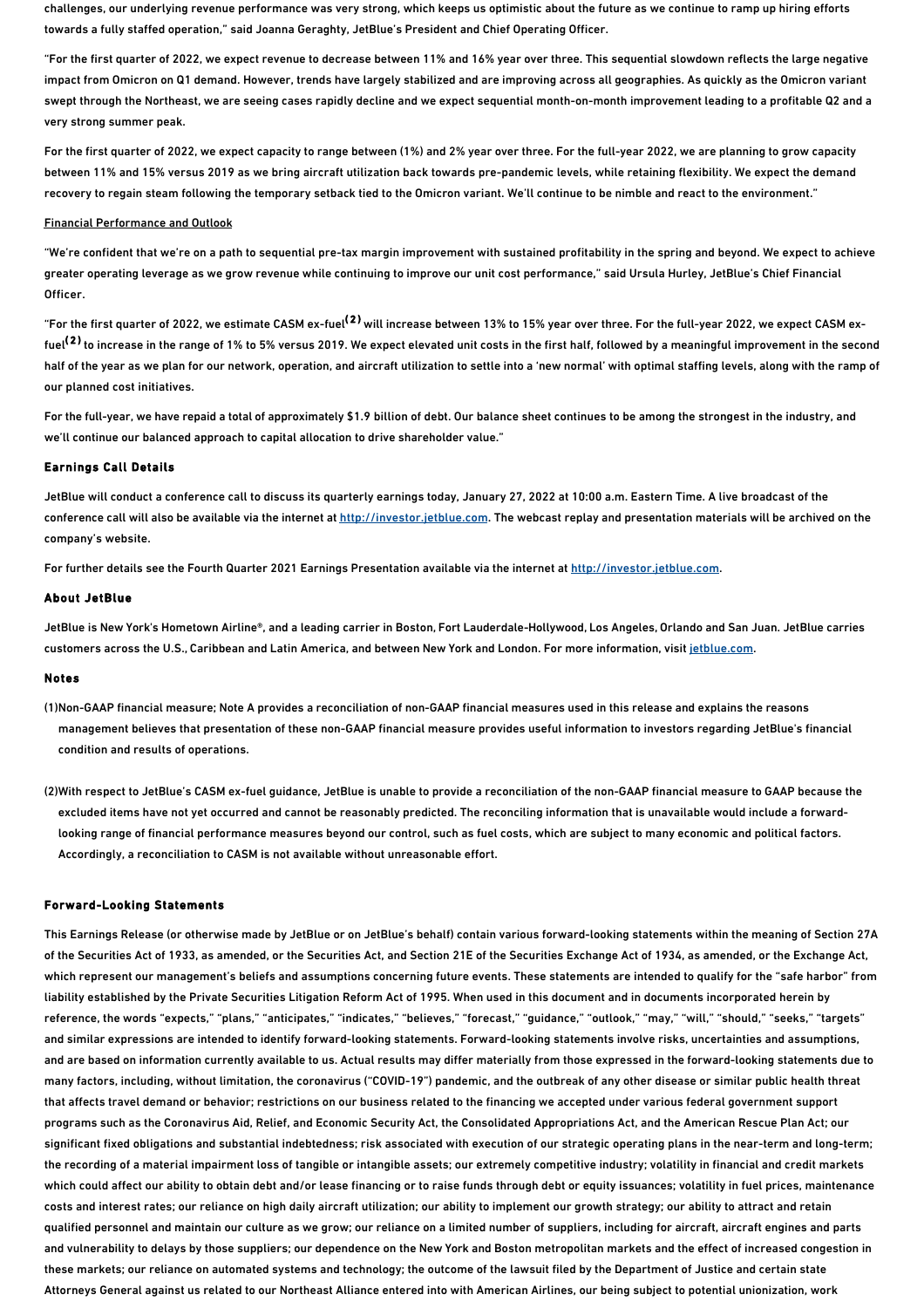challenges, our underlying revenue performance was very strong, which keeps us optimistic about the future as we continue to ramp up hiring efforts towards a fully staffed operation," said Joanna Geraghty, JetBlue's President and Chief Operating Officer.

"For the first quarter of 2022, we expect revenue to decrease between 11% and 16% year over three. This sequential slowdown reflects the large negative impact from Omicron on Q1 demand. However, trends have largely stabilized and are improving across all geographies. As quickly as the Omicron variant swept through the Northeast, we are seeing cases rapidly decline and we expect sequential month-on-month improvement leading to a profitable Q2 and a very strong summer peak.

For the first quarter of 2022, we expect capacity to range between (1%) and 2% year over three. For the full-year 2022, we are planning to grow capacity between 11% and 15% versus 2019 as we bring aircraft utilization back towards pre-pandemic levels, while retaining flexibility. We expect the demand recovery to regain steam following the temporary setback tied to the Omicron variant. We'll continue to be nimble and react to the environment."

Financial Performance and Outlook

"We're confident that we're on a path to sequential pre-tax margin improvement with sustained profitability in the spring and beyond. We expect to achieve greater operating leverage as we grow revenue while continuing to improve our unit cost performance," said Ursula Hurley, JetBlue's Chief Financial Officer.

"For the first quarter of 2022, we estimate CASM ex-fuel[(2)] will increase between 13% to 15% year over three. For the full-year 2022, we expect CASM ex-fuel[(2)] to increase in the range of 1% to 5% versus 2019. We expect elevated unit costs in the first half, followed by a meaningful improvement in the second half of the year as we plan for our network, operation, and aircraft utilization to settle into a 'new normal' with optimal staffing levels, along with the ramp of our planned cost initiatives.

For the full-year, we have repaid a total of approximately $1.9 billion of debt. Our balance sheet continues to be among the strongest in the industry, and we'll continue our balanced approach to capital allocation to drive shareholder value."

## Earnings Call Details

JetBlue will conduct a conference call to discuss its quarterly earnings today, January 27, 2022 at 10:00 a.m. Eastern Time. A live broadcast of the conference call will also be available via the internet at http://investor.jetblue.com. The webcast replay and presentation materials will be archived on the company's website.

For further details see the Fourth Quarter 2021 Earnings Presentation available via the internet at http://investor.jetblue.com.

## About JetBlue

JetBlue is New York's Hometown Airline®, and a leading carrier in Boston, Fort Lauderdale-Hollywood, Los Angeles, Orlando and San Juan. JetBlue carries customers across the U.S., Caribbean and Latin America, and between New York and London. For more information, visit jetblue.com.

## Notes

(1) Non-GAAP financial measure; Note A provides a reconciliation of non-GAAP financial measures used in this release and explains the reasons management believes that presentation of these non-GAAP financial measure provides useful information to investors regarding JetBlue's financial condition and results of operations.

(2) With respect to JetBlue's CASM ex-fuel guidance, JetBlue is unable to provide a reconciliation of the non-GAAP financial measure to GAAP because the excluded items have not yet occurred and cannot be reasonably predicted. The reconciling information that is unavailable would include a forward-looking range of financial performance measures beyond our control, such as fuel costs, which are subject to many economic and political factors. Accordingly, a reconciliation to CASM is not available without unreasonable effort.

## Forward-Looking Statements

This Earnings Release (or otherwise made by JetBlue or on JetBlue's behalf) contain various forward-looking statements within the meaning of Section 27A of the Securities Act of 1933, as amended, or the Securities Act, and Section 21E of the Securities Exchange Act of 1934, as amended, or the Exchange Act, which represent our management's beliefs and assumptions concerning future events. These statements are intended to qualify for the "safe harbor" from liability established by the Private Securities Litigation Reform Act of 1995. When used in this document and in documents incorporated herein by reference, the words "expects," "plans," "anticipates," "indicates," "believes," "forecast," "guidance," "outlook," "may," "will," "should," "seeks," "targets" and similar expressions are intended to identify forward-looking statements. Forward-looking statements involve risks, uncertainties and assumptions, and are based on information currently available to us. Actual results may differ materially from those expressed in the forward-looking statements due to many factors, including, without limitation, the coronavirus ("COVID-19") pandemic, and the outbreak of any other disease or similar public health threat that affects travel demand or behavior; restrictions on our business related to the financing we accepted under various federal government support programs such as the Coronavirus Aid, Relief, and Economic Security Act, the Consolidated Appropriations Act, and the American Rescue Plan Act; our significant fixed obligations and substantial indebtedness; risk associated with execution of our strategic operating plans in the near-term and long-term; the recording of a material impairment loss of tangible or intangible assets; our extremely competitive industry; volatility in financial and credit markets which could affect our ability to obtain debt and/or lease financing or to raise funds through debt or equity issuances; volatility in fuel prices, maintenance costs and interest rates; our reliance on high daily aircraft utilization; our ability to implement our growth strategy; our ability to attract and retain qualified personnel and maintain our culture as we grow; our reliance on a limited number of suppliers, including for aircraft, aircraft engines and parts and vulnerability to delays by those suppliers; our dependence on the New York and Boston metropolitan markets and the effect of increased congestion in these markets; our reliance on automated systems and technology; the outcome of the lawsuit filed by the Department of Justice and certain state Attorneys General against us related to our Northeast Alliance entered into with American Airlines, our being subject to potential unionization, work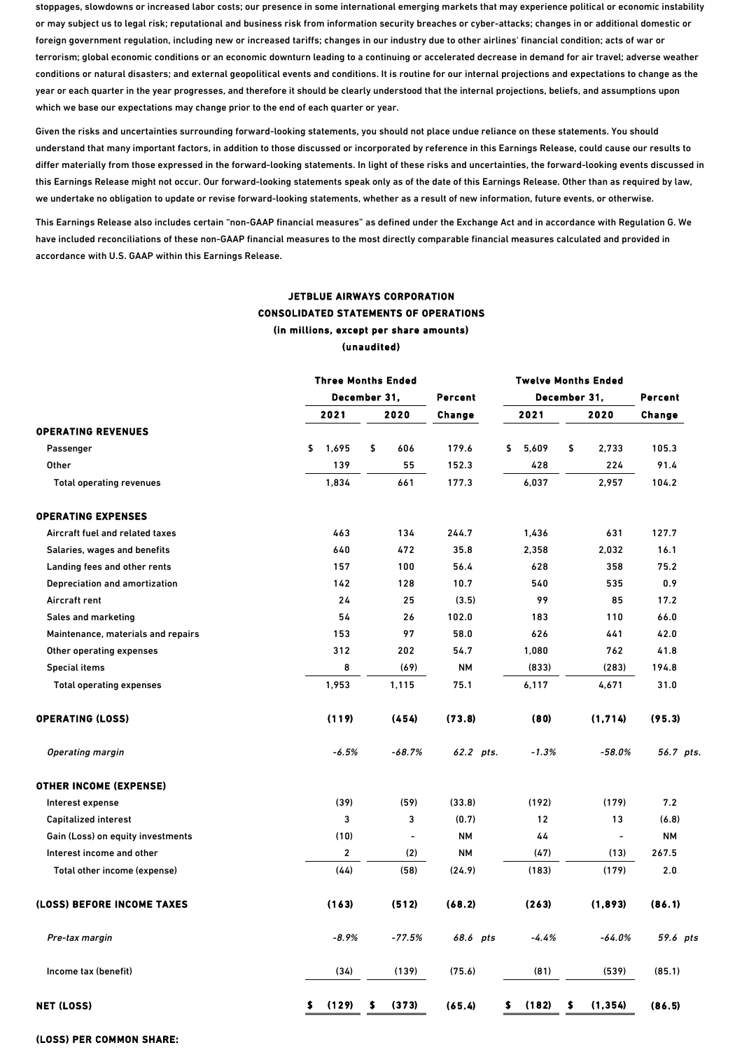stoppages, slowdowns or increased labor costs; our presence in some international emerging markets that may experience political or economic instability or may subject us to legal risk; reputational and business risk from information security breaches or cyber-attacks; changes in or additional domestic or foreign government regulation, including new or increased tariffs; changes in our industry due to other airlines' financial condition; acts of war or terrorism; global economic conditions or an economic downturn leading to a continuing or accelerated decrease in demand for air travel; adverse weather conditions or natural disasters; and external geopolitical events and conditions. It is routine for our internal projections and expectations to change as the year or each quarter in the year progresses, and therefore it should be clearly understood that the internal projections, beliefs, and assumptions upon which we base our expectations may change prior to the end of each quarter or year.

Given the risks and uncertainties surrounding forward-looking statements, you should not place undue reliance on these statements. You should understand that many important factors, in addition to those discussed or incorporated by reference in this Earnings Release, could cause our results to differ materially from those expressed in the forward-looking statements. In light of these risks and uncertainties, the forward-looking events discussed in this Earnings Release might not occur. Our forward-looking statements speak only as of the date of this Earnings Release. Other than as required by law, we undertake no obligation to update or revise forward-looking statements, whether as a result of new information, future events, or otherwise.

This Earnings Release also includes certain "non-GAAP financial measures" as defined under the Exchange Act and in accordance with Regulation G. We have included reconciliations of these non-GAAP financial measures to the most directly comparable financial measures calculated and provided in accordance with U.S. GAAP within this Earnings Release.

**JETBLUE AIRWAYS CORPORATION**
**CONSOLIDATED STATEMENTS OF OPERATIONS**
**(in millions, except per share amounts)**
**(unaudited)**

| | Three Months Ended December 31, | | Percent | Twelve Months Ended December 31, | | Percent |
|---|---|---|---|---|---|---|
| | 2021 | 2020 | Change | 2021 | 2020 | Change |
| **OPERATING REVENUES** | | | | | | |
| Passenger | $ 1,695 | $ 606 | 179.6 | $ 5,609 | $ 2,733 | 105.3 |
| Other | 139 | 55 | 152.3 | 428 | 224 | 91.4 |
| Total operating revenues | 1,834 | 661 | 177.3 | 6,037 | 2,957 | 104.2 |
| **OPERATING EXPENSES** | | | | | | |
| Aircraft fuel and related taxes | 463 | 134 | 244.7 | 1,436 | 631 | 127.7 |
| Salaries, wages and benefits | 640 | 472 | 35.8 | 2,358 | 2,032 | 16.1 |
| Landing fees and other rents | 157 | 100 | 56.4 | 628 | 358 | 75.2 |
| Depreciation and amortization | 142 | 128 | 10.7 | 540 | 535 | 0.9 |
| Aircraft rent | 24 | 25 | (3.5) | 99 | 85 | 17.2 |
| Sales and marketing | 54 | 26 | 102.0 | 183 | 110 | 66.0 |
| Maintenance, materials and repairs | 153 | 97 | 58.0 | 626 | 441 | 42.0 |
| Other operating expenses | 312 | 202 | 54.7 | 1,080 | 762 | 41.8 |
| Special items | 8 | (69) | NM | (833) | (283) | 194.8 |
| Total operating expenses | 1,953 | 1,115 | 75.1 | 6,117 | 4,671 | 31.0 |
| **OPERATING (LOSS)** | **(119)** | **(454)** | **(73.8)** | **(80)** | **(1,714)** | **(95.3)** |
| *Operating margin* | *-6.5%* | *-68.7%* | *62.2 pts.* | *-1.3%* | *-58.0%* | *56.7 pts.* |
| **OTHER INCOME (EXPENSE)** | | | | | | |
| Interest expense | (39) | (59) | (33.8) | (192) | (179) | 7.2 |
| Capitalized interest | 3 | 3 | (0.7) | 12 | 13 | (6.8) |
| Gain (Loss) on equity investments | (10) | - | NM | 44 | - | NM |
| Interest income and other | 2 | (2) | NM | (47) | (13) | 267.5 |
| Total other income (expense) | (44) | (58) | (24.9) | (183) | (179) | 2.0 |
| **(LOSS) BEFORE INCOME TAXES** | **(163)** | **(512)** | **(68.2)** | **(263)** | **(1,893)** | **(86.1)** |
| *Pre-tax margin* | *-8.9%* | *-77.5%* | *68.6 pts* | *-4.4%* | *-64.0%* | *59.6 pts* |
| Income tax (benefit) | (34) | (139) | (75.6) | (81) | (539) | (85.1) |
| **NET (LOSS)** | **$ (129)** | **$ (373)** | **(65.4)** | **$ (182)** | **$ (1,354)** | **(86.5)** |

**(LOSS) PER COMMON SHARE:**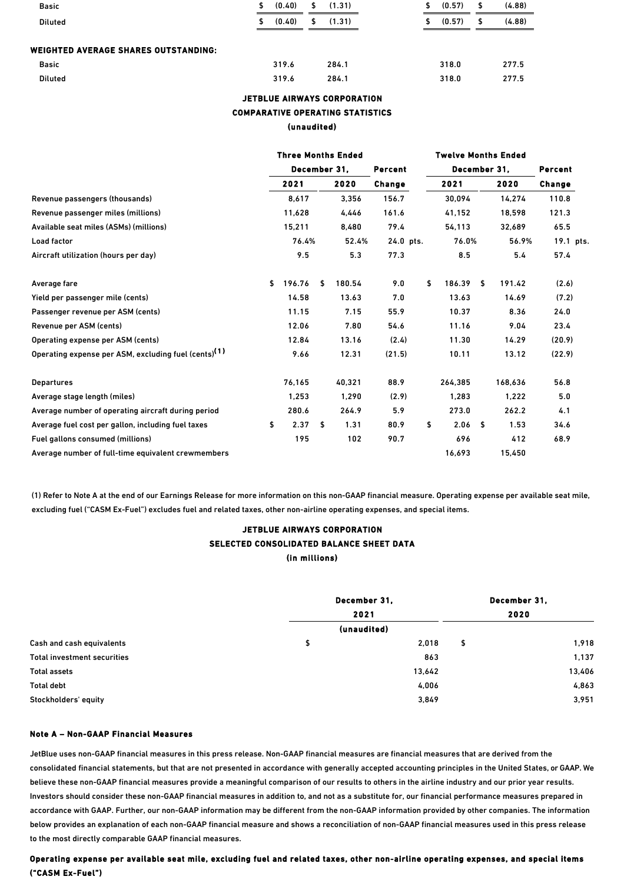| | | | | |
|---|---|---|---|---|
| Basic | $ (0.40) | $ (1.31) | $ (0.57) | $ (4.88) |
| Diluted | $ (0.40) | $ (1.31) | $ (0.57) | $ (4.88) |

| WEIGHTED AVERAGE SHARES OUTSTANDING: | | | | |
|---|---|---|---|---|
| Basic | 319.6 | 284.1 | 318.0 | 277.5 |
| Diluted | 319.6 | 284.1 | 318.0 | 277.5 |

**JETBLUE AIRWAYS CORPORATION**
**COMPARATIVE OPERATING STATISTICS**
**(unaudited)**

| | Three Months Ended December 31, | | Percent | Twelve Months Ended December 31, | | Percent |
|---|---|---|---|---|---|---|
| | 2021 | 2020 | Change | 2021 | 2020 | Change |
| Revenue passengers (thousands) | 8,617 | 3,356 | 156.7 | 30,094 | 14,274 | 110.8 |
| Revenue passenger miles (millions) | 11,628 | 4,446 | 161.6 | 41,152 | 18,598 | 121.3 |
| Available seat miles (ASMs) (millions) | 15,211 | 8,480 | 79.4 | 54,113 | 32,689 | 65.5 |
| Load factor | 76.4% | 52.4% | 24.0 pts. | 76.0% | 56.9% | 19.1 pts. |
| Aircraft utilization (hours per day) | 9.5 | 5.3 | 77.3 | 8.5 | 5.4 | 57.4 |
| | | | | | | |
| Average fare | $ 196.76 | $ 180.54 | 9.0 | $ 186.39 | $ 191.42 | (2.6) |
| Yield per passenger mile (cents) | 14.58 | 13.63 | 7.0 | 13.63 | 14.69 | (7.2) |
| Passenger revenue per ASM (cents) | 11.15 | 7.15 | 55.9 | 10.37 | 8.36 | 24.0 |
| Revenue per ASM (cents) | 12.06 | 7.80 | 54.6 | 11.16 | 9.04 | 23.4 |
| Operating expense per ASM (cents) | 12.84 | 13.16 | (2.4) | 11.30 | 14.29 | (20.9) |
| Operating expense per ASM, excluding fuel (cents)[(1)] | 9.66 | 12.31 | (21.5) | 10.11 | 13.12 | (22.9) |
| | | | | | | |
| Departures | 76,165 | 40,321 | 88.9 | 264,385 | 168,636 | 56.8 |
| Average stage length (miles) | 1,253 | 1,290 | (2.9) | 1,283 | 1,222 | 5.0 |
| Average number of operating aircraft during period | 280.6 | 264.9 | 5.9 | 273.0 | 262.2 | 4.1 |
| Average fuel cost per gallon, including fuel taxes | $ 2.37 | $ 1.31 | 80.9 | $ 2.06 | $ 1.53 | 34.6 |
| Fuel gallons consumed (millions) | 195 | 102 | 90.7 | 696 | 412 | 68.9 |
| Average number of full-time equivalent crewmembers | | | | 16,693 | 15,450 | |

(1) Refer to Note A at the end of our Earnings Release for more information on this non-GAAP financial measure. Operating expense per available seat mile, excluding fuel ("CASM Ex-Fuel") excludes fuel and related taxes, other non-airline operating expenses, and special items.

**JETBLUE AIRWAYS CORPORATION**
**SELECTED CONSOLIDATED BALANCE SHEET DATA**
**(in millions)**

| | December 31, 2021 (unaudited) | December 31, 2020 |
|---|---|---|
| Cash and cash equivalents | $ 2,018 | $ 1,918 |
| Total investment securities | 863 | 1,137 |
| Total assets | 13,642 | 13,406 |
| Total debt | 4,006 | 4,863 |
| Stockholders' equity | 3,849 | 3,951 |

**Note A – Non-GAAP Financial Measures**

JetBlue uses non-GAAP financial measures in this press release. Non-GAAP financial measures are financial measures that are derived from the consolidated financial statements, but that are not presented in accordance with generally accepted accounting principles in the United States, or GAAP. We believe these non-GAAP financial measures provide a meaningful comparison of our results to others in the airline industry and our prior year results. Investors should consider these non-GAAP financial measures in addition to, and not as a substitute for, our financial performance measures prepared in accordance with GAAP. Further, our non-GAAP information may be different from the non-GAAP information provided by other companies. The information below provides an explanation of each non-GAAP financial measure and shows a reconciliation of non-GAAP financial measures used in this press release to the most directly comparable GAAP financial measures.

**Operating expense per available seat mile, excluding fuel and related taxes, other non-airline operating expenses, and special items ("CASM Ex-Fuel")**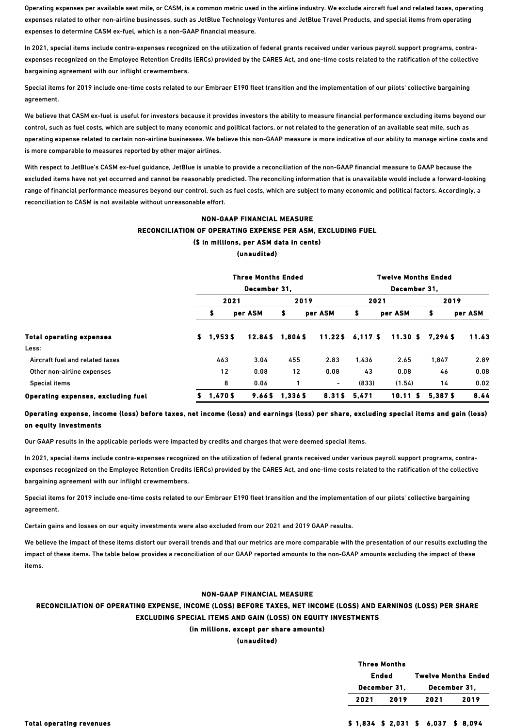Operating expenses per available seat mile, or CASM, is a common metric used in the airline industry. We exclude aircraft fuel and related taxes, operating expenses related to other non-airline businesses, such as JetBlue Technology Ventures and JetBlue Travel Products, and special items from operating expenses to determine CASM ex-fuel, which is a non-GAAP financial measure.

In 2021, special items include contra-expenses recognized on the utilization of federal grants received under various payroll support programs, contra-expenses recognized on the Employee Retention Credits (ERCs) provided by the CARES Act, and one-time costs related to the ratification of the collective bargaining agreement with our inflight crewmembers.

Special items for 2019 include one-time costs related to our Embraer E190 fleet transition and the implementation of our pilots' collective bargaining agreement.

We believe that CASM ex-fuel is useful for investors because it provides investors the ability to measure financial performance excluding items beyond our control, such as fuel costs, which are subject to many economic and political factors, or not related to the generation of an available seat mile, such as operating expense related to certain non-airline businesses. We believe this non-GAAP measure is more indicative of our ability to manage airline costs and is more comparable to measures reported by other major airlines.

With respect to JetBlue's CASM ex-fuel guidance, JetBlue is unable to provide a reconciliation of the non-GAAP financial measure to GAAP because the excluded items have not yet occurred and cannot be reasonably predicted. The reconciling information that is unavailable would include a forward-looking range of financial performance measures beyond our control, such as fuel costs, which are subject to many economic and political factors. Accordingly, a reconciliation to CASM is not available without unreasonable effort.

**NON-GAAP FINANCIAL MEASURE**
**RECONCILIATION OF OPERATING EXPENSE PER ASM, EXCLUDING FUEL**
**($ in millions, per ASM data in cents)**
**(unaudited)**

| | Three Months Ended December 31, | | | | Twelve Months Ended December 31, | | | |
|---|---|---|---|---|---|---|---|---|
| | 2021 | | 2019 | | 2021 | | 2019 | |
| | $ | per ASM | $ | per ASM | $ | per ASM | $ | per ASM |
| **Total operating expenses** | $ 1,953 | $ 12.84 | $ 1,804 | $ 11.22 | $ 6,117 | $ 11.30 | $ 7,294 | $ 11.43 |
| Less: | | | | | | | | |
| Aircraft fuel and related taxes | 463 | 3.04 | 455 | 2.83 | 1,436 | 2.65 | 1,847 | 2.89 |
| Other non-airline expenses | 12 | 0.08 | 12 | 0.08 | 43 | 0.08 | 46 | 0.08 |
| Special items | 8 | 0.06 | 1 | - | (833) | (1.54) | 14 | 0.02 |
| **Operating expenses, excluding fuel** | $ 1,470 | $ 9.66 | $ 1,336 | $ 8.31 | $ 5,471 | $ 10.11 | $ 5,387 | $ 8.44 |

**Operating expense, income (loss) before taxes, net income (loss) and earnings (loss) per share, excluding special items and gain (loss) on equity investments**

Our GAAP results in the applicable periods were impacted by credits and charges that were deemed special items.

In 2021, special items include contra-expenses recognized on the utilization of federal grants received under various payroll support programs, contra-expenses recognized on the Employee Retention Credits (ERCs) provided by the CARES Act, and one-time costs related to the ratification of the collective bargaining agreement with our inflight crewmembers.

Special items for 2019 include one-time costs related to our Embraer E190 fleet transition and the implementation of our pilots' collective bargaining agreement.

Certain gains and losses on our equity investments were also excluded from our 2021 and 2019 GAAP results.

We believe the impact of these items distort our overall trends and that our metrics are more comparable with the presentation of our results excluding the impact of these items. The table below provides a reconciliation of our GAAP reported amounts to the non-GAAP amounts excluding the impact of these items.

**NON-GAAP FINANCIAL MEASURE**
**RECONCILIATION OF OPERATING EXPENSE, INCOME (LOSS) BEFORE TAXES, NET INCOME (LOSS) AND EARNINGS (LOSS) PER SHARE EXCLUDING SPECIAL ITEMS AND GAIN (LOSS) ON EQUITY INVESTMENTS**
**(in millions, except per share amounts)**
**(unaudited)**

| | Three Months Ended December 31, | | Twelve Months Ended December 31, | |
|---|---|---|---|---|
| | 2021 | 2019 | 2021 | 2019 |
| **Total operating revenues** | $ 1,834 | $ 2,031 | $ 6,037 | $ 8,094 |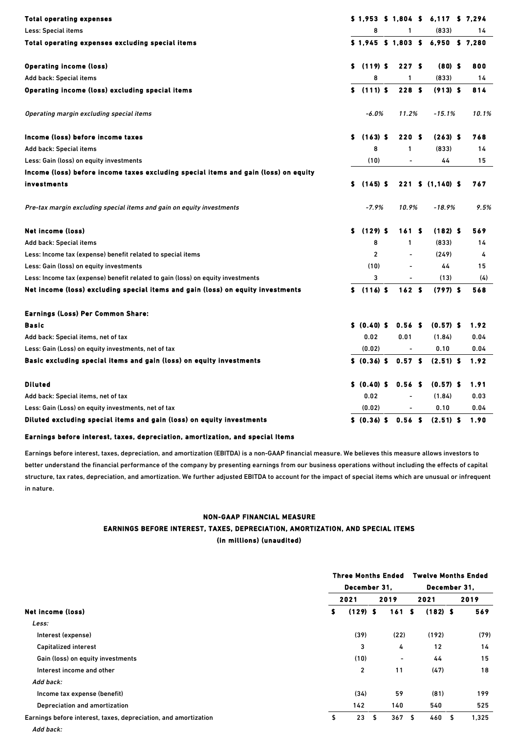| | | | | |
|---|---|---|---|---|
| **Total operating expenses** | **$ 1,953** | **$ 1,804** | **$ 6,117** | **$ 7,294** |
| Less: Special items | 8 | 1 | (833) | 14 |
| **Total operating expenses excluding special items** | **$ 1,945** | **$ 1,803** | **$ 6,950** | **$ 7,280** |
| | | | | |
| **Operating income (loss)** | **$ (119)** | **$ 227** | **$ (80)** | **$ 800** |
| Add back: Special items | 8 | 1 | (833) | 14 |
| **Operating income (loss) excluding special items** | **$ (111)** | **$ 228** | **$ (913)** | **$ 814** |
| | | | | |
| *Operating margin excluding special items* | *-6.0%* | *11.2%* | *-15.1%* | *10.1%* |
| | | | | |
| **Income (loss) before income taxes** | **$ (163)** | **$ 220** | **$ (263)** | **$ 768** |
| Add back: Special items | 8 | 1 | (833) | 14 |
| Less: Gain (loss) on equity investments | (10) | - | 44 | 15 |
| **Income (loss) before income taxes excluding special items and gain (loss) on equity investments** | **$ (145)** | **$ 221** | **$ (1,140)** | **$ 767** |
| | | | | |
| *Pre-tax margin excluding special items and gain on equity investments* | *-7.9%* | *10.9%* | *-18.9%* | *9.5%* |
| | | | | |
| **Net income (loss)** | **$ (129)** | **$ 161** | **$ (182)** | **$ 569** |
| Add back: Special items | 8 | 1 | (833) | 14 |
| Less: Income tax (expense) benefit related to special items | 2 | - | (249) | 4 |
| Less: Gain (loss) on equity investments | (10) | - | 44 | 15 |
| Less: Income tax (expense) benefit related to gain (loss) on equity investments | 3 | - | (13) | (4) |
| **Net income (loss) excluding special items and gain (loss) on equity investments** | **$ (116)** | **$ 162** | **$ (797)** | **$ 568** |
| | | | | |
| **Earnings (Loss) Per Common Share:** | | | | |
| **Basic** | **$ (0.40)** | **$ 0.56** | **$ (0.57)** | **$ 1.92** |
| Add back: Special items, net of tax | 0.02 | 0.01 | (1.84) | 0.04 |
| Less: Gain (Loss) on equity investments, net of tax | (0.02) | - | 0.10 | 0.04 |
| **Basic excluding special items and gain (loss) on equity investments** | **$ (0.36)** | **$ 0.57** | **$ (2.51)** | **$ 1.92** |
| | | | | |
| **Diluted** | **$ (0.40)** | **$ 0.56** | **$ (0.57)** | **$ 1.91** |
| Add back: Special items, net of tax | 0.02 | - | (1.84) | 0.03 |
| Less: Gain (Loss) on equity investments, net of tax | (0.02) | - | 0.10 | 0.04 |
| **Diluted excluding special items and gain (loss) on equity investments** | **$ (0.36)** | **$ 0.56** | **$ (2.51)** | **$ 1.90** |

**Earnings before interest, taxes, depreciation, amortization, and special items**

Earnings before interest, taxes, depreciation, and amortization (EBITDA) is a non-GAAP financial measure. We believes this measure allows investors to better understand the financial performance of the company by presenting earnings from our business operations without including the effects of capital structure, tax rates, depreciation, and amortization. We further adjusted EBITDA to account for the impact of special items which are unusual or infrequent in nature.

**NON-GAAP FINANCIAL MEASURE**

**EARNINGS BEFORE INTEREST, TAXES, DEPRECIATION, AMORTIZATION, AND SPECIAL ITEMS**

**(in millions) (unaudited)**

| | Three Months Ended December 31, | | Twelve Months Ended December 31, | |
|---|---|---|---|---|
| | **2021** | **2019** | **2021** | **2019** |
| **Net income (loss)** | $ (129) | $ 161 | $ (182) | $ 569 |
| *Less:* | | | | |
| Interest (expense) | (39) | (22) | (192) | (79) |
| Capitalized interest | 3 | 4 | 12 | 14 |
| Gain (loss) on equity investments | (10) | - | 44 | 15 |
| Interest income and other | 2 | 11 | (47) | 18 |
| *Add back:* | | | | |
| Income tax expense (benefit) | (34) | 59 | (81) | 199 |
| Depreciation and amortization | 142 | 140 | 540 | 525 |
| Earnings before interest, taxes, depreciation, and amortization | $ 23 | $ 367 | $ 460 | $ 1,325 |
| *Add back:* | | | | |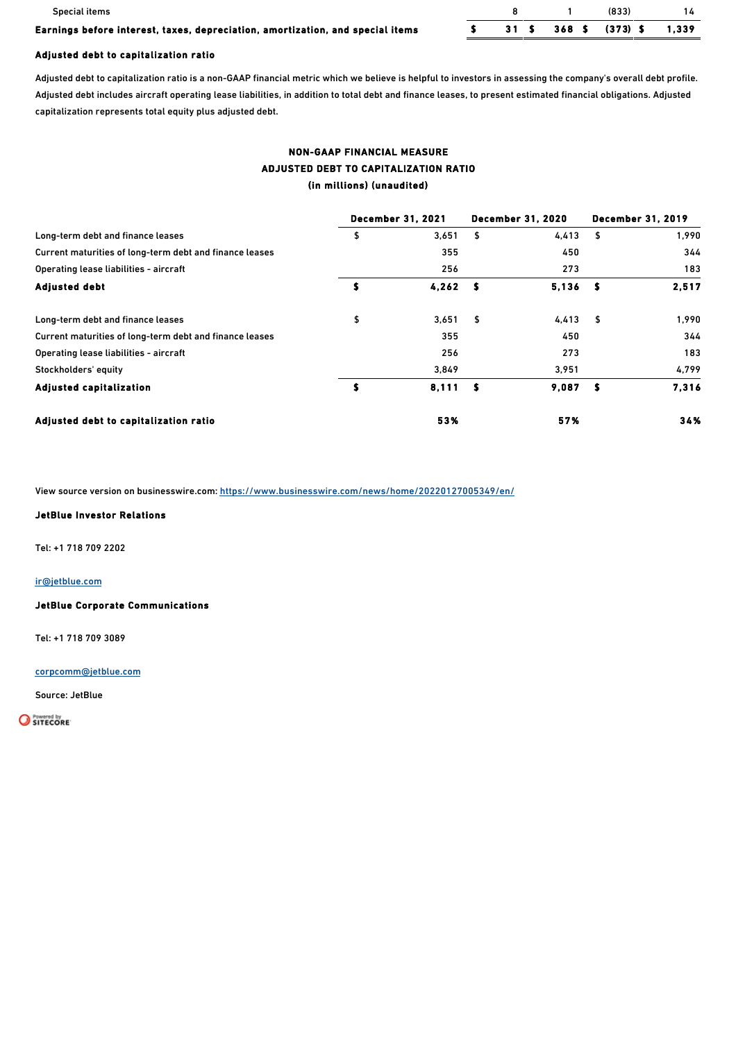| | | | | |
|---|---|---|---|---|
| Special items | 8 | 1 | (833) | 14 |
| **Earnings before interest, taxes, depreciation, amortization, and special items** | **$ 31** | **$ 368** | **$ (373)** | **$ 1,339** |

**Adjusted debt to capitalization ratio**

Adjusted debt to capitalization ratio is a non-GAAP financial metric which we believe is helpful to investors in assessing the company's overall debt profile. Adjusted debt includes aircraft operating lease liabilities, in addition to total debt and finance leases, to present estimated financial obligations. Adjusted capitalization represents total equity plus adjusted debt.

**NON-GAAP FINANCIAL MEASURE**
**ADJUSTED DEBT TO CAPITALIZATION RATIO**
**(in millions) (unaudited)**

| | December 31, 2021 | December 31, 2020 | December 31, 2019 |
|---|---|---|---|
| Long-term debt and finance leases | $ 3,651 | $ 4,413 | $ 1,990 |
| Current maturities of long-term debt and finance leases | 355 | 450 | 344 |
| Operating lease liabilities - aircraft | 256 | 273 | 183 |
| **Adjusted debt** | **$ 4,262** | **$ 5,136** | **$ 2,517** |
| | | | |
| Long-term debt and finance leases | $ 3,651 | $ 4,413 | $ 1,990 |
| Current maturities of long-term debt and finance leases | 355 | 450 | 344 |
| Operating lease liabilities - aircraft | 256 | 273 | 183 |
| Stockholders' equity | 3,849 | 3,951 | 4,799 |
| **Adjusted capitalization** | **$ 8,111** | **$ 9,087** | **$ 7,316** |
| | | | |
| **Adjusted debt to capitalization ratio** | **53%** | **57%** | **34%** |

View source version on businesswire.com: https://www.businesswire.com/news/home/20220127005349/en/

**JetBlue Investor Relations**

Tel: +1 718 709 2202

ir@jetblue.com

**JetBlue Corporate Communications**

Tel: +1 718 709 3089

corpcomm@jetblue.com

Source: JetBlue